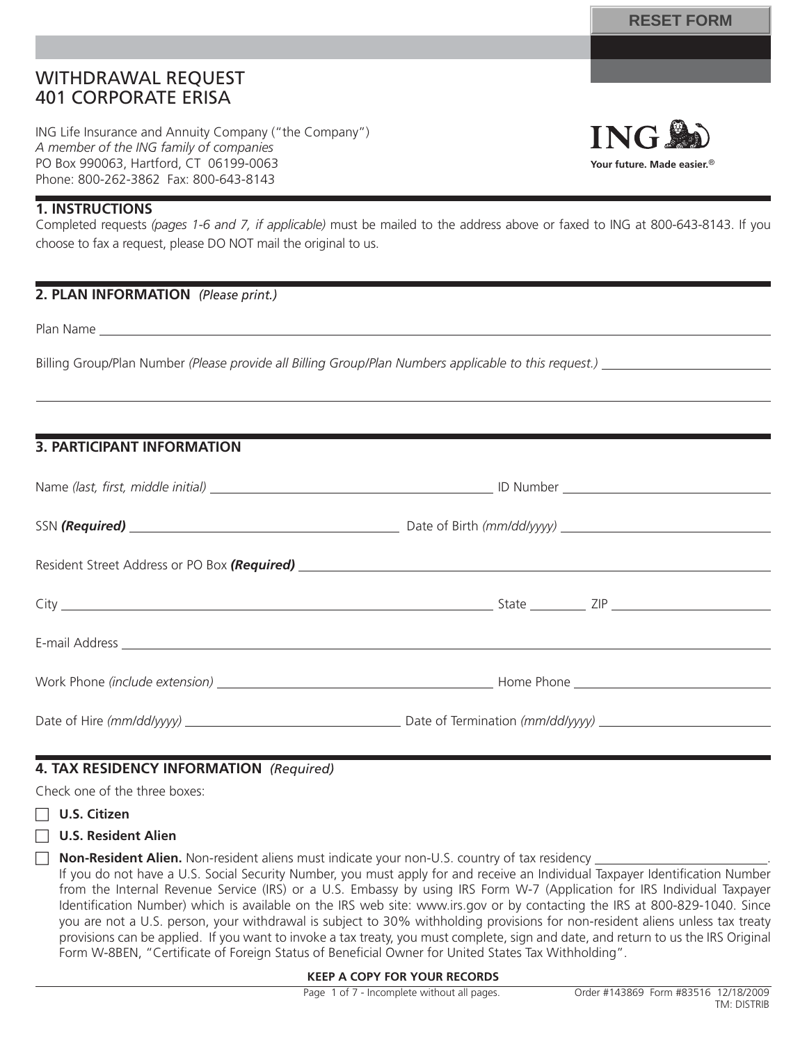RESET FORM

# WITHDRAWAL REQUEST
# 401 CORPORATE ERISA

ING Life Insurance and Annuity Company ("the Company")
*A member of the ING family of companies*
PO Box 990063, Hartford, CT 06199-0063
Phone: 800-262-3862 Fax: 800-643-8143

ING
**Your future. Made easier.®**

## 1. INSTRUCTIONS

Completed requests *(pages 1-6 and 7, if applicable)* must be mailed to the address above or faxed to ING at 800-643-8143. If you choose to fax a request, please DO NOT mail the original to us.

## 2. PLAN INFORMATION *(Please print.)*

Plan Name ______________________________

Billing Group/Plan Number *(Please provide all Billing Group/Plan Numbers applicable to this request.)* ______________________________

______________________________

## 3. PARTICIPANT INFORMATION

Name *(last, first, middle initial)* ______________________________ ID Number ______________________________

SSN ***(Required)*** ______________________________ Date of Birth *(mm/dd/yyyy)* ______________________________

Resident Street Address or PO Box ***(Required)*** ______________________________

City ______________________________ State ________ ZIP ______________________________

E-mail Address ______________________________

Work Phone *(include extension)* ______________________________ Home Phone ______________________________

Date of Hire *(mm/dd/yyyy)* ______________________________ Date of Termination *(mm/dd/yyyy)* ______________________________

## 4. TAX RESIDENCY INFORMATION *(Required)*

Check one of the three boxes:

- ☐ **U.S. Citizen**
- ☐ **U.S. Resident Alien**
- ☐ **Non-Resident Alien.** Non-resident aliens must indicate your non-U.S. country of tax residency ______________________________.
  If you do not have a U.S. Social Security Number, you must apply for and receive an Individual Taxpayer Identification Number from the Internal Revenue Service (IRS) or a U.S. Embassy by using IRS Form W-7 (Application for IRS Individual Taxpayer Identification Number) which is available on the IRS web site: www.irs.gov or by contacting the IRS at 800-829-1040. Since you are not a U.S. person, your withdrawal is subject to 30% withholding provisions for non-resident aliens unless tax treaty provisions can be applied. If you want to invoke a tax treaty, you must complete, sign and date, and return to us the IRS Original Form W-8BEN, "Certificate of Foreign Status of Beneficial Owner for United States Tax Withholding".

**KEEP A COPY FOR YOUR RECORDS**

Page 1 of 7 - Incomplete without all pages. Order #143869 Form #83516 12/18/2009
TM: DISTRIB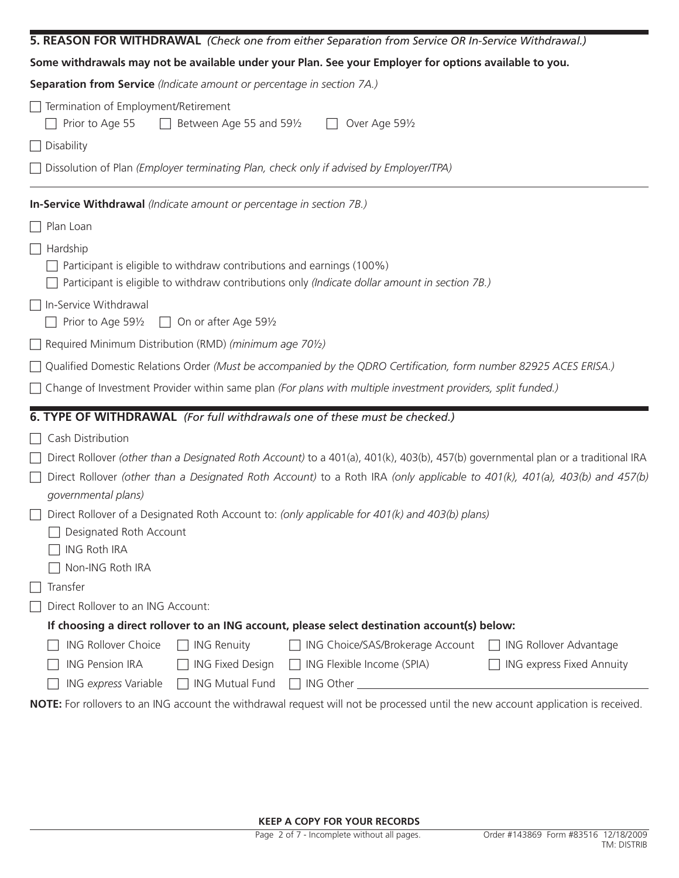## 5. REASON FOR WITHDRAWAL *(Check one from either Separation from Service OR In-Service Withdrawal.)*

**Some withdrawals may not be available under your Plan. See your Employer for options available to you.**

**Separation from Service** *(Indicate amount or percentage in section 7A.)*

- ☐ Termination of Employment/Retirement
  - ☐ Prior to Age 55 ☐ Between Age 55 and 59½ ☐ Over Age 59½
- ☐ Disability
- ☐ Dissolution of Plan *(Employer terminating Plan, check only if advised by Employer/TPA)*

**In-Service Withdrawal** *(Indicate amount or percentage in section 7B.)*

- ☐ Plan Loan
- ☐ Hardship
  - ☐ Participant is eligible to withdraw contributions and earnings (100%)
  - ☐ Participant is eligible to withdraw contributions only *(Indicate dollar amount in section 7B.)*
- ☐ In-Service Withdrawal
  - ☐ Prior to Age 59½ ☐ On or after Age 59½
- ☐ Required Minimum Distribution (RMD) *(minimum age 70½)*
- ☐ Qualified Domestic Relations Order *(Must be accompanied by the QDRO Certification, form number 82925 ACES ERISA.)*
- ☐ Change of Investment Provider within same plan *(For plans with multiple investment providers, split funded.)*

## 6. TYPE OF WITHDRAWAL *(For full withdrawals one of these must be checked.)*

- ☐ Cash Distribution
- ☐ Direct Rollover *(other than a Designated Roth Account)* to a 401(a), 401(k), 403(b), 457(b) governmental plan or a traditional IRA
- ☐ Direct Rollover *(other than a Designated Roth Account)* to a Roth IRA *(only applicable to 401(k), 401(a), 403(b) and 457(b) governmental plans)*
- ☐ Direct Rollover of a Designated Roth Account to: *(only applicable for 401(k) and 403(b) plans)*
  - ☐ Designated Roth Account
  - ☐ ING Roth IRA
  - ☐ Non-ING Roth IRA
- ☐ Transfer
- ☐ Direct Rollover to an ING Account:

**If choosing a direct rollover to an ING account, please select destination account(s) below:**

| | | | |
|---|---|---|---|
| ☐ ING Rollover Choice | ☐ ING Renuity | ☐ ING Choice/SAS/Brokerage Account | ☐ ING Rollover Advantage |
| ☐ ING Pension IRA | ☐ ING Fixed Design | ☐ ING Flexible Income (SPIA) | ☐ ING express Fixed Annuity |
| ☐ ING *express* Variable | ☐ ING Mutual Fund | ☐ ING Other ______________________ | |

**NOTE:** For rollovers to an ING account the withdrawal request will not be processed until the new account application is received.

**KEEP A COPY FOR YOUR RECORDS**

Page 2 of 7 - Incomplete without all pages. Order #143869 Form #83516 12/18/2009 TM: DISTRIB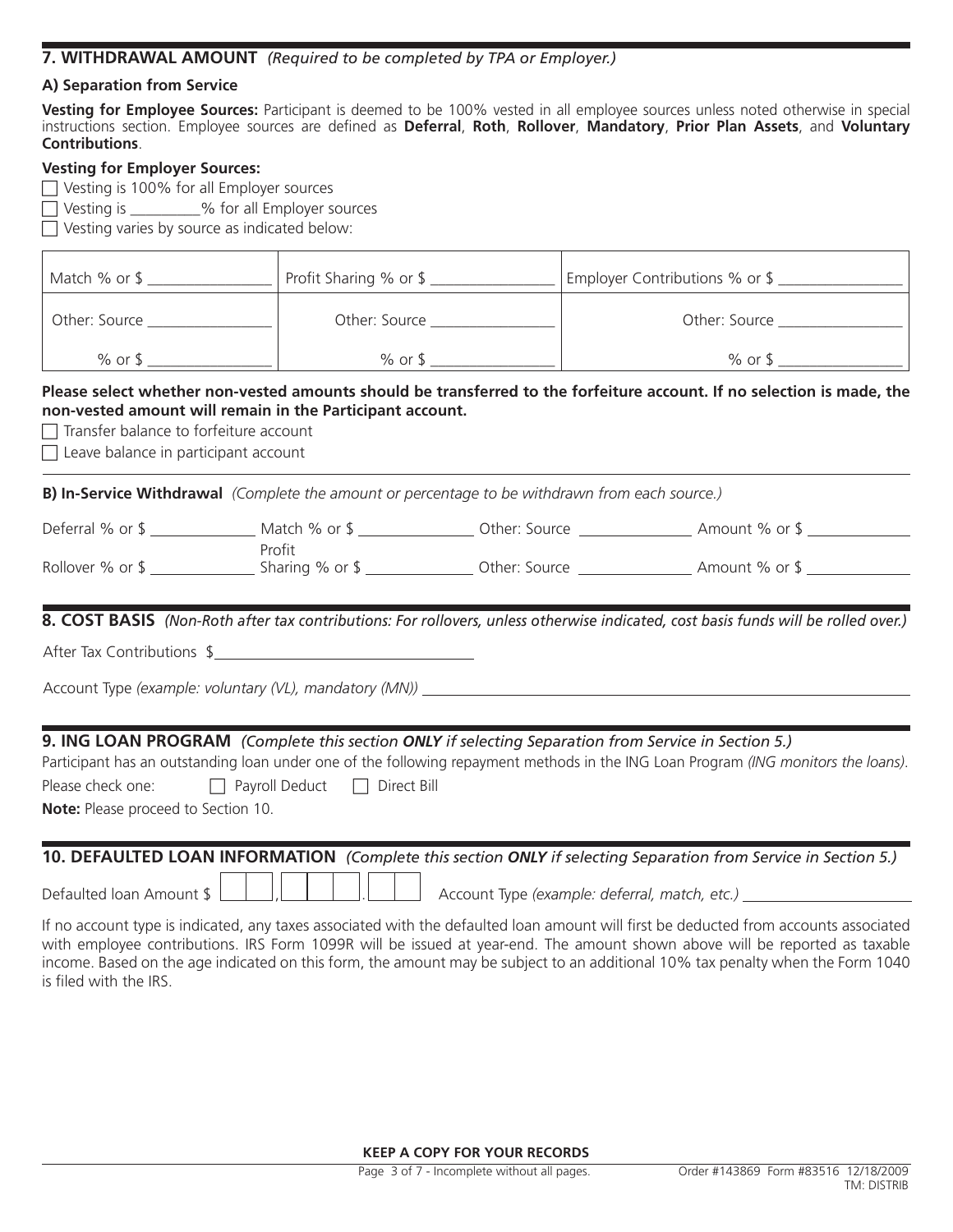## 7. WITHDRAWAL AMOUNT *(Required to be completed by TPA or Employer.)*

### A) Separation from Service

**Vesting for Employee Sources:** Participant is deemed to be 100% vested in all employee sources unless noted otherwise in special instructions section. Employee sources are defined as **Deferral**, **Roth**, **Rollover**, **Mandatory**, **Prior Plan Assets**, and **Voluntary Contributions**.

**Vesting for Employer Sources:**

☐ Vesting is 100% for all Employer sources

☐ Vesting is _________% for all Employer sources

☐ Vesting varies by source as indicated below:

| Match % or $ _______________ | Profit Sharing % or $ _______________ | Employer Contributions % or $ _______________ |
|---|---|---|
| Other: Source _______________ | Other: Source _______________ | Other: Source _______________ |
| % or $ _______________ | % or $ _______________ | % or $ _______________ |

**Please select whether non-vested amounts should be transferred to the forfeiture account. If no selection is made, the non-vested amount will remain in the Participant account.**

☐ Transfer balance to forfeiture account

☐ Leave balance in participant account

**B) In-Service Withdrawal** *(Complete the amount or percentage to be withdrawn from each source.)*

Deferral % or $ _____________ Match % or $ _____________ Other: Source _____________ Amount % or $ _____________

Rollover % or $ _____________ Profit Sharing % or $ _____________ Other: Source _____________ Amount % or $ _____________

## 8. COST BASIS *(Non-Roth after tax contributions: For rollovers, unless otherwise indicated, cost basis funds will be rolled over.)*

After Tax Contributions $_______________________________

Account Type *(example: voluntary (VL), mandatory (MN))* _______________________________

## 9. ING LOAN PROGRAM *(Complete this section **ONLY** if selecting Separation from Service in Section 5.)*

Participant has an outstanding loan under one of the following repayment methods in the ING Loan Program *(ING monitors the loans)*.

Please check one: ☐ Payroll Deduct ☐ Direct Bill

**Note:** Please proceed to Section 10.

## 10. DEFAULTED LOAN INFORMATION *(Complete this section **ONLY** if selecting Separation from Service in Section 5.)*

Defaulted loan Amount $ ☐☐☐,☐☐☐☐.☐☐ Account Type *(example: deferral, match, etc.)* _______________________

If no account type is indicated, any taxes associated with the defaulted loan amount will first be deducted from accounts associated with employee contributions. IRS Form 1099R will be issued at year-end. The amount shown above will be reported as taxable income. Based on the age indicated on this form, the amount may be subject to an additional 10% tax penalty when the Form 1040 is filed with the IRS.

**KEEP A COPY FOR YOUR RECORDS**

Page 3 of 7 - Incomplete without all pages. Order #143869 Form #83516 12/18/2009 TM: DISTRIB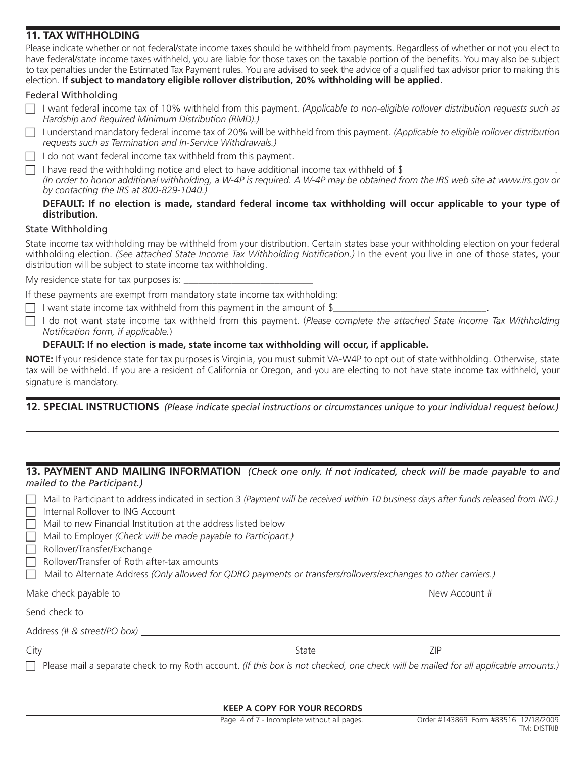## 11. TAX WITHHOLDING

Please indicate whether or not federal/state income taxes should be withheld from payments. Regardless of whether or not you elect to have federal/state income taxes withheld, you are liable for those taxes on the taxable portion of the benefits. You may also be subject to tax penalties under the Estimated Tax Payment rules. You are advised to seek the advice of a qualified tax advisor prior to making this election. **If subject to mandatory eligible rollover distribution, 20% withholding will be applied.**

### Federal Withholding

☐ I want federal income tax of 10% withheld from this payment. *(Applicable to non-eligible rollover distribution requests such as Hardship and Required Minimum Distribution (RMD).)*

☐ I understand mandatory federal income tax of 20% will be withheld from this payment. *(Applicable to eligible rollover distribution requests such as Termination and In-Service Withdrawals.)*

☐ I do not want federal income tax withheld from this payment.

☐ I have read the withholding notice and elect to have additional income tax withheld of $ ______________________.
*(In order to honor additional withholding, a W-4P is required. A W-4P may be obtained from the IRS web site at www.irs.gov or by contacting the IRS at 800-829-1040.)*

**DEFAULT: If no election is made, standard federal income tax withholding will occur applicable to your type of distribution.**

### State Withholding

State income tax withholding may be withheld from your distribution. Certain states base your withholding election on your federal withholding election. *(See attached State Income Tax Withholding Notification.)* In the event you live in one of those states, your distribution will be subject to state income tax withholding.

My residence state for tax purposes is: ______________________

If these payments are exempt from mandatory state income tax withholding:

☐ I want state income tax withheld from this payment in the amount of $______________________.

☐ I do not want state income tax withheld from this payment. (*Please complete the attached State Income Tax Withholding Notification form, if applicable.*)

**DEFAULT: If no election is made, state income tax withholding will occur, if applicable.**

**NOTE:** If your residence state for tax purposes is Virginia, you must submit VA-W4P to opt out of state withholding. Otherwise, state tax will be withheld. If you are a resident of California or Oregon, and you are electing to not have state income tax withheld, your signature is mandatory.

## 12. SPECIAL INSTRUCTIONS *(Please indicate special instructions or circumstances unique to your individual request below.)*

______________________________________________________________________

______________________________________________________________________

## 13. PAYMENT AND MAILING INFORMATION *(Check one only. If not indicated, check will be made payable to and mailed to the Participant.)*

☐ Mail to Participant to address indicated in section 3 *(Payment will be received within 10 business days after funds released from ING.)*

☐ Internal Rollover to ING Account

☐ Mail to new Financial Institution at the address listed below

☐ Mail to Employer *(Check will be made payable to Participant.)*

☐ Rollover/Transfer/Exchange

☐ Rollover/Transfer of Roth after-tax amounts

☐ Mail to Alternate Address *(Only allowed for QDRO payments or transfers/rollovers/exchanges to other carriers.)*

Make check payable to ______________________________ New Account # ______________

Send check to ______________________________________________________

Address *(# & street/PO box)* ______________________________________________

City ______________________ State ______________ ZIP ______________

☐ Please mail a separate check to my Roth account. *(If this box is not checked, one check will be mailed for all applicable amounts.)*

**KEEP A COPY FOR YOUR RECORDS**

Page 4 of 7 - Incomplete without all pages.

Order #143869 Form #83516 12/18/2009
TM: DISTRIB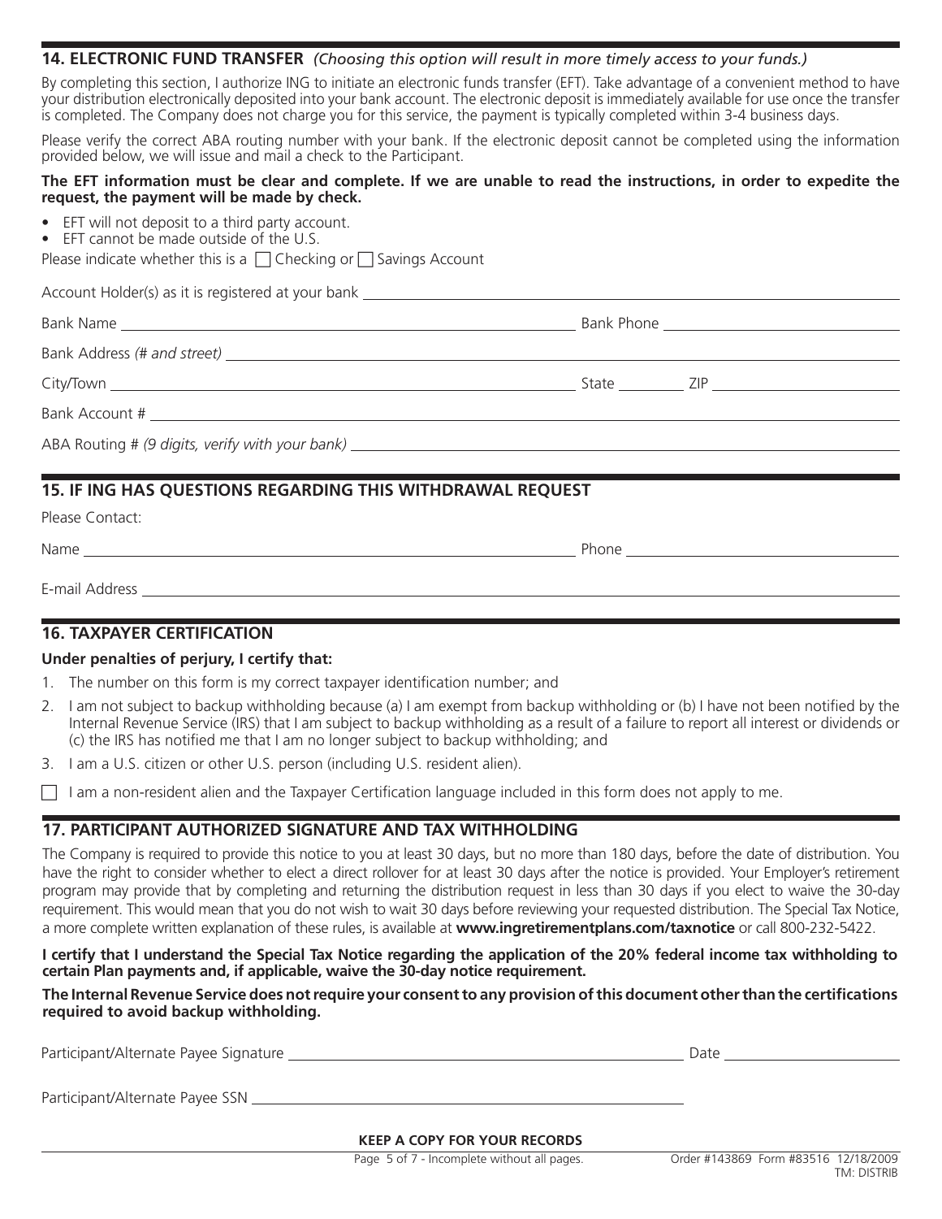## 14. ELECTRONIC FUND TRANSFER *(Choosing this option will result in more timely access to your funds.)*

By completing this section, I authorize ING to initiate an electronic funds transfer (EFT). Take advantage of a convenient method to have your distribution electronically deposited into your bank account. The electronic deposit is immediately available for use once the transfer is completed. The Company does not charge you for this service, the payment is typically completed within 3-4 business days.

Please verify the correct ABA routing number with your bank. If the electronic deposit cannot be completed using the information provided below, we will issue and mail a check to the Participant.

**The EFT information must be clear and complete. If we are unable to read the instructions, in order to expedite the request, the payment will be made by check.**

- EFT will not deposit to a third party account.
- EFT cannot be made outside of the U.S.

Please indicate whether this is a ☐ Checking or ☐ Savings Account

Account Holder(s) as it is registered at your bank ______________________________

Bank Name ______________________________ Bank Phone ______________________________

Bank Address *(# and street)* ______________________________

City/Town ______________________________ State __________ ZIP ______________________________

Bank Account # ______________________________

ABA Routing # *(9 digits, verify with your bank)* ______________________________

## 15. IF ING HAS QUESTIONS REGARDING THIS WITHDRAWAL REQUEST

Please Contact:

Name ______________________________ Phone ______________________________

E-mail Address ______________________________

## 16. TAXPAYER CERTIFICATION

**Under penalties of perjury, I certify that:**

1. The number on this form is my correct taxpayer identification number; and
2. I am not subject to backup withholding because (a) I am exempt from backup withholding or (b) I have not been notified by the Internal Revenue Service (IRS) that I am subject to backup withholding as a result of a failure to report all interest or dividends or (c) the IRS has notified me that I am no longer subject to backup withholding; and
3. I am a U.S. citizen or other U.S. person (including U.S. resident alien).

☐ I am a non-resident alien and the Taxpayer Certification language included in this form does not apply to me.

## 17. PARTICIPANT AUTHORIZED SIGNATURE AND TAX WITHHOLDING

The Company is required to provide this notice to you at least 30 days, but no more than 180 days, before the date of distribution. You have the right to consider whether to elect a direct rollover for at least 30 days after the notice is provided. Your Employer's retirement program may provide that by completing and returning the distribution request in less than 30 days if you elect to waive the 30-day requirement. This would mean that you do not wish to wait 30 days before reviewing your requested distribution. The Special Tax Notice, a more complete written explanation of these rules, is available at **www.ingretirementplans.com/taxnotice** or call 800-232-5422.

**I certify that I understand the Special Tax Notice regarding the application of the 20% federal income tax withholding to certain Plan payments and, if applicable, waive the 30-day notice requirement.**

**The Internal Revenue Service does not require your consent to any provision of this document other than the certifications required to avoid backup withholding.**

Participant/Alternate Payee Signature ______________________________ Date ______________________________

Participant/Alternate Payee SSN ______________________________

**KEEP A COPY FOR YOUR RECORDS**

Page 5 of 7 - Incomplete without all pages.

Order #143869 Form #83516 12/18/2009
TM: DISTRIB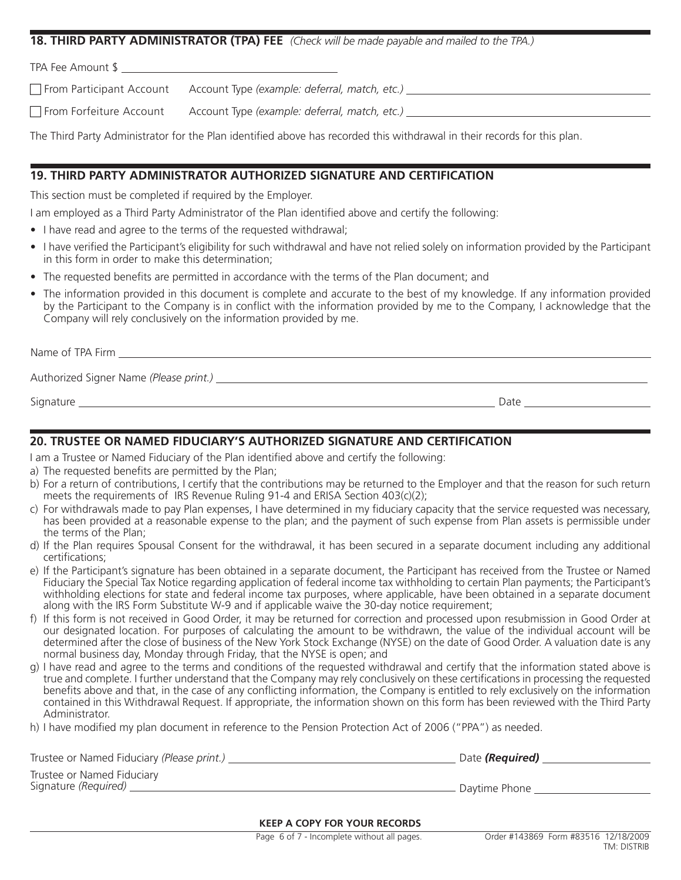## 18. THIRD PARTY ADMINISTRATOR (TPA) FEE *(Check will be made payable and mailed to the TPA.)*

TPA Fee Amount $ ____________________

☐ From Participant Account Account Type *(example: deferral, match, etc.)* ____________________

☐ From Forfeiture Account Account Type *(example: deferral, match, etc.)* ____________________

The Third Party Administrator for the Plan identified above has recorded this withdrawal in their records for this plan.

## 19. THIRD PARTY ADMINISTRATOR AUTHORIZED SIGNATURE AND CERTIFICATION

This section must be completed if required by the Employer.

I am employed as a Third Party Administrator of the Plan identified above and certify the following:

- I have read and agree to the terms of the requested withdrawal;
- I have verified the Participant's eligibility for such withdrawal and have not relied solely on information provided by the Participant in this form in order to make this determination;
- The requested benefits are permitted in accordance with the terms of the Plan document; and
- The information provided in this document is complete and accurate to the best of my knowledge. If any information provided by the Participant to the Company is in conflict with the information provided by me to the Company, I acknowledge that the Company will rely conclusively on the information provided by me.

Name of TPA Firm ____________________

Authorized Signer Name *(Please print.)* ____________________

Signature ____________________ Date ____________________

## 20. TRUSTEE OR NAMED FIDUCIARY'S AUTHORIZED SIGNATURE AND CERTIFICATION

I am a Trustee or Named Fiduciary of the Plan identified above and certify the following:

a) The requested benefits are permitted by the Plan;

b) For a return of contributions, I certify that the contributions may be returned to the Employer and that the reason for such return meets the requirements of IRS Revenue Ruling 91-4 and ERISA Section 403(c)(2);

c) For withdrawals made to pay Plan expenses, I have determined in my fiduciary capacity that the service requested was necessary, has been provided at a reasonable expense to the plan; and the payment of such expense from Plan assets is permissible under the terms of the Plan;

d) If the Plan requires Spousal Consent for the withdrawal, it has been secured in a separate document including any additional certifications;

e) If the Participant's signature has been obtained in a separate document, the Participant has received from the Trustee or Named Fiduciary the Special Tax Notice regarding application of federal income tax withholding to certain Plan payments; the Participant's withholding elections for state and federal income tax purposes, where applicable, have been obtained in a separate document along with the IRS Form Substitute W-9 and if applicable waive the 30-day notice requirement;

f) If this form is not received in Good Order, it may be returned for correction and processed upon resubmission in Good Order at our designated location. For purposes of calculating the amount to be withdrawn, the value of the individual account will be determined after the close of business of the New York Stock Exchange (NYSE) on the date of Good Order. A valuation date is any normal business day, Monday through Friday, that the NYSE is open; and

g) I have read and agree to the terms and conditions of the requested withdrawal and certify that the information stated above is true and complete. I further understand that the Company may rely conclusively on these certifications in processing the requested benefits above and that, in the case of any conflicting information, the Company is entitled to rely exclusively on the information contained in this Withdrawal Request. If appropriate, the information shown on this form has been reviewed with the Third Party Administrator.

h) I have modified my plan document in reference to the Pension Protection Act of 2006 ("PPA") as needed.

Trustee or Named Fiduciary *(Please print.)* ____________________ Date ***(Required)*** ____________________

Trustee or Named Fiduciary Signature *(Required)* ____________________ Daytime Phone ____________________

**KEEP A COPY FOR YOUR RECORDS**

Order #143869 Form #83516 12/18/2009
TM: DISTRIB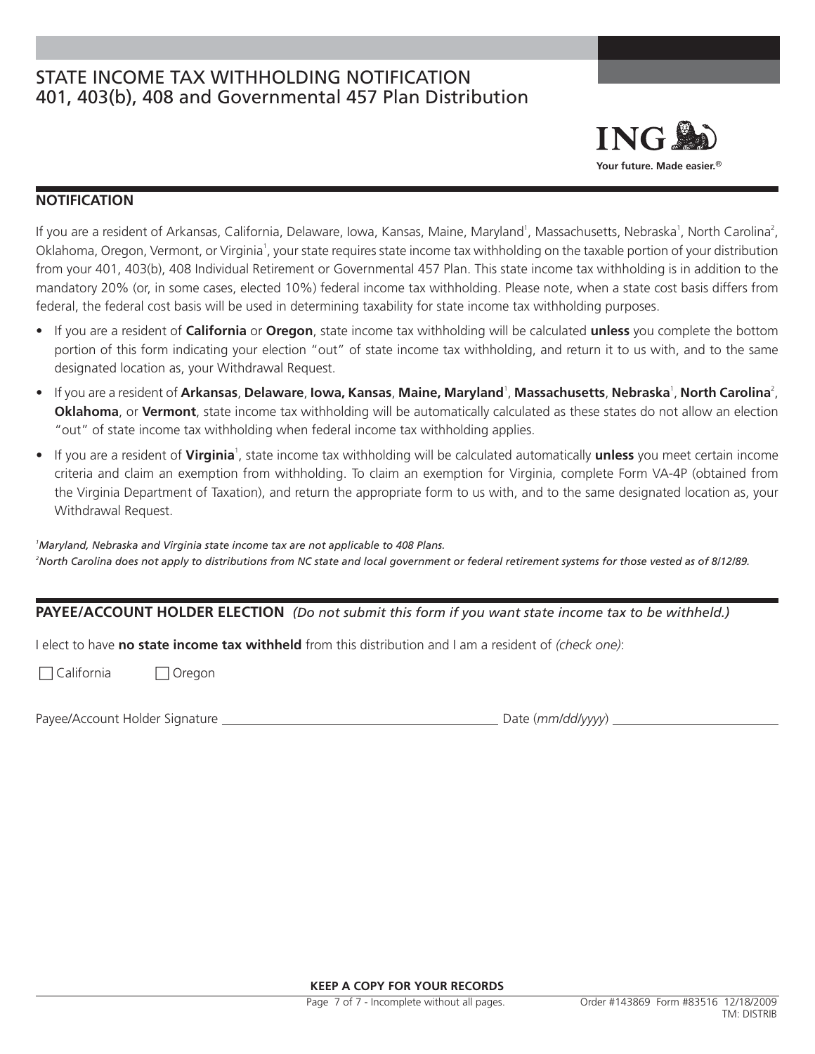# STATE INCOME TAX WITHHOLDING NOTIFICATION
## 401, 403(b), 408 and Governmental 457 Plan Distribution

ING
**Your future. Made easier.®**

### NOTIFICATION

If you are a resident of Arkansas, California, Delaware, Iowa, Kansas, Maine, Maryland[1], Massachusetts, Nebraska[1], North Carolina[2], Oklahoma, Oregon, Vermont, or Virginia[1], your state requires state income tax withholding on the taxable portion of your distribution from your 401, 403(b), 408 Individual Retirement or Governmental 457 Plan. This state income tax withholding is in addition to the mandatory 20% (or, in some cases, elected 10%) federal income tax withholding. Please note, when a state cost basis differs from federal, the federal cost basis will be used in determining taxability for state income tax withholding purposes.

- If you are a resident of **California** or **Oregon**, state income tax withholding will be calculated **unless** you complete the bottom portion of this form indicating your election "out" of state income tax withholding, and return it to us with, and to the same designated location as, your Withdrawal Request.
- If you are a resident of **Arkansas**, **Delaware**, **Iowa, Kansas**, **Maine, Maryland**[1], **Massachusetts**, **Nebraska**[1], **North Carolina**[2], **Oklahoma**, or **Vermont**, state income tax withholding will be automatically calculated as these states do not allow an election "out" of state income tax withholding when federal income tax withholding applies.
- If you are a resident of **Virginia**[1], state income tax withholding will be calculated automatically **unless** you meet certain income criteria and claim an exemption from withholding. To claim an exemption for Virginia, complete Form VA-4P (obtained from the Virginia Department of Taxation), and return the appropriate form to us with, and to the same designated location as, your Withdrawal Request.

*[1]Maryland, Nebraska and Virginia state income tax are not applicable to 408 Plans.*
*[2]North Carolina does not apply to distributions from NC state and local government or federal retirement systems for those vested as of 8/12/89.*

### PAYEE/ACCOUNT HOLDER ELECTION *(Do not submit this form if you want state income tax to be withheld.)*

I elect to have **no state income tax withheld** from this distribution and I am a resident of *(check one)*:

☐ California ☐ Oregon

Payee/Account Holder Signature \_\_\_\_\_\_\_\_\_\_\_\_\_\_\_\_\_\_\_\_\_\_\_\_ Date (*mm/dd/yyyy*) \_\_\_\_\_\_\_\_\_\_\_\_\_\_\_\_

**KEEP A COPY FOR YOUR RECORDS**

Order #143869 Form #83516 12/18/2009
TM: DISTRIB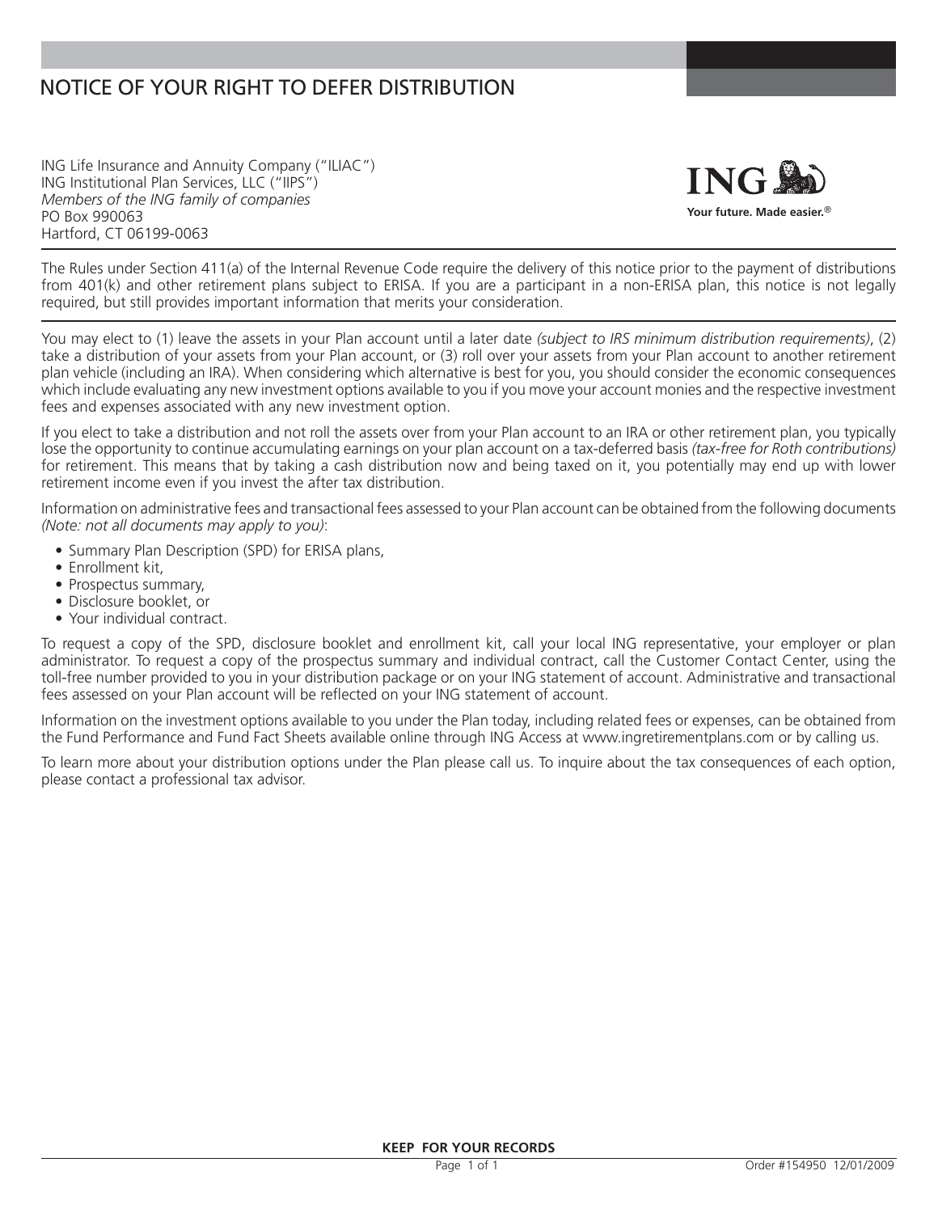# NOTICE OF YOUR RIGHT TO DEFER DISTRIBUTION

ING Life Insurance and Annuity Company ("ILIAC")
ING Institutional Plan Services, LLC ("IIPS")
*Members of the ING family of companies*
PO Box 990063
Hartford, CT 06199-0063

**ING**
**Your future. Made easier.®**

The Rules under Section 411(a) of the Internal Revenue Code require the delivery of this notice prior to the payment of distributions from 401(k) and other retirement plans subject to ERISA. If you are a participant in a non-ERISA plan, this notice is not legally required, but still provides important information that merits your consideration.

You may elect to (1) leave the assets in your Plan account until a later date *(subject to IRS minimum distribution requirements)*, (2) take a distribution of your assets from your Plan account, or (3) roll over your assets from your Plan account to another retirement plan vehicle (including an IRA). When considering which alternative is best for you, you should consider the economic consequences which include evaluating any new investment options available to you if you move your account monies and the respective investment fees and expenses associated with any new investment option.

If you elect to take a distribution and not roll the assets over from your Plan account to an IRA or other retirement plan, you typically lose the opportunity to continue accumulating earnings on your plan account on a tax-deferred basis *(tax-free for Roth contributions)* for retirement. This means that by taking a cash distribution now and being taxed on it, you potentially may end up with lower retirement income even if you invest the after tax distribution.

Information on administrative fees and transactional fees assessed to your Plan account can be obtained from the following documents *(Note: not all documents may apply to you)*:

- Summary Plan Description (SPD) for ERISA plans,
- Enrollment kit,
- Prospectus summary,
- Disclosure booklet, or
- Your individual contract.

To request a copy of the SPD, disclosure booklet and enrollment kit, call your local ING representative, your employer or plan administrator. To request a copy of the prospectus summary and individual contract, call the Customer Contact Center, using the toll-free number provided to you in your distribution package or on your ING statement of account. Administrative and transactional fees assessed on your Plan account will be reflected on your ING statement of account.

Information on the investment options available to you under the Plan today, including related fees or expenses, can be obtained from the Fund Performance and Fund Fact Sheets available online through ING Access at www.ingretirementplans.com or by calling us.

To learn more about your distribution options under the Plan please call us. To inquire about the tax consequences of each option, please contact a professional tax advisor.

**KEEP FOR YOUR RECORDS**

Order #154950 12/01/2009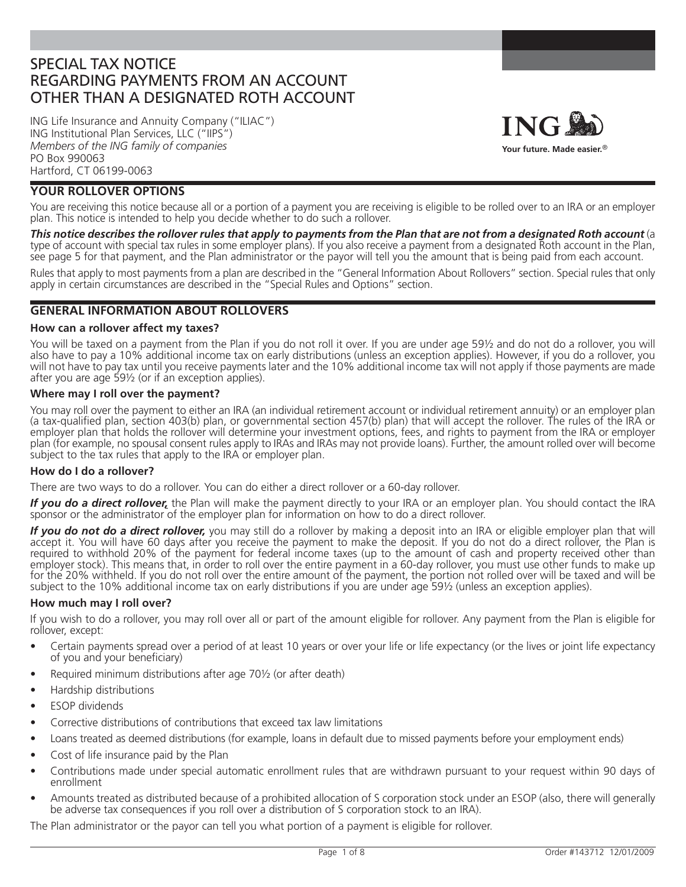# SPECIAL TAX NOTICE
# REGARDING PAYMENTS FROM AN ACCOUNT OTHER THAN A DESIGNATED ROTH ACCOUNT

ING Life Insurance and Annuity Company ("ILIAC")
ING Institutional Plan Services, LLC ("IIPS")
*Members of the ING family of companies*
PO Box 990063
Hartford, CT 06199-0063

ING
**Your future. Made easier.®**

## YOUR ROLLOVER OPTIONS

You are receiving this notice because all or a portion of a payment you are receiving is eligible to be rolled over to an IRA or an employer plan. This notice is intended to help you decide whether to do such a rollover.

***This notice describes the rollover rules that apply to payments from the Plan that are not from a designated Roth account*** (a type of account with special tax rules in some employer plans). If you also receive a payment from a designated Roth account in the Plan, see page 5 for that payment, and the Plan administrator or the payor will tell you the amount that is being paid from each account.

Rules that apply to most payments from a plan are described in the "General Information About Rollovers" section. Special rules that only apply in certain circumstances are described in the "Special Rules and Options" section.

## GENERAL INFORMATION ABOUT ROLLOVERS

### How can a rollover affect my taxes?

You will be taxed on a payment from the Plan if you do not roll it over. If you are under age 59½ and do not do a rollover, you will also have to pay a 10% additional income tax on early distributions (unless an exception applies). However, if you do a rollover, you will not have to pay tax until you receive payments later and the 10% additional income tax will not apply if those payments are made after you are age 59½ (or if an exception applies).

### Where may I roll over the payment?

You may roll over the payment to either an IRA (an individual retirement account or individual retirement annuity) or an employer plan (a tax-qualified plan, section 403(b) plan, or governmental section 457(b) plan) that will accept the rollover. The rules of the IRA or employer plan that holds the rollover will determine your investment options, fees, and rights to payment from the IRA or employer plan (for example, no spousal consent rules apply to IRAs and IRAs may not provide loans). Further, the amount rolled over will become subject to the tax rules that apply to the IRA or employer plan.

### How do I do a rollover?

There are two ways to do a rollover. You can do either a direct rollover or a 60-day rollover.

***If you do a direct rollover,*** the Plan will make the payment directly to your IRA or an employer plan. You should contact the IRA sponsor or the administrator of the employer plan for information on how to do a direct rollover.

***If you do not do a direct rollover,*** you may still do a rollover by making a deposit into an IRA or eligible employer plan that will accept it. You will have 60 days after you receive the payment to make the deposit. If you do not do a direct rollover, the Plan is required to withhold 20% of the payment for federal income taxes (up to the amount of cash and property received other than employer stock). This means that, in order to roll over the entire payment in a 60-day rollover, you must use other funds to make up for the 20% withheld. If you do not roll over the entire amount of the payment, the portion not rolled over will be taxed and will be subject to the 10% additional income tax on early distributions if you are under age 59½ (unless an exception applies).

### How much may I roll over?

If you wish to do a rollover, you may roll over all or part of the amount eligible for rollover. Any payment from the Plan is eligible for rollover, except:

- Certain payments spread over a period of at least 10 years or over your life or life expectancy (or the lives or joint life expectancy of you and your beneficiary)
- Required minimum distributions after age 70½ (or after death)
- Hardship distributions
- ESOP dividends
- Corrective distributions of contributions that exceed tax law limitations
- Loans treated as deemed distributions (for example, loans in default due to missed payments before your employment ends)
- Cost of life insurance paid by the Plan
- Contributions made under special automatic enrollment rules that are withdrawn pursuant to your request within 90 days of enrollment
- Amounts treated as distributed because of a prohibited allocation of S corporation stock under an ESOP (also, there will generally be adverse tax consequences if you roll over a distribution of S corporation stock to an IRA).

The Plan administrator or the payor can tell you what portion of a payment is eligible for rollover.

Order #143712 12/01/2009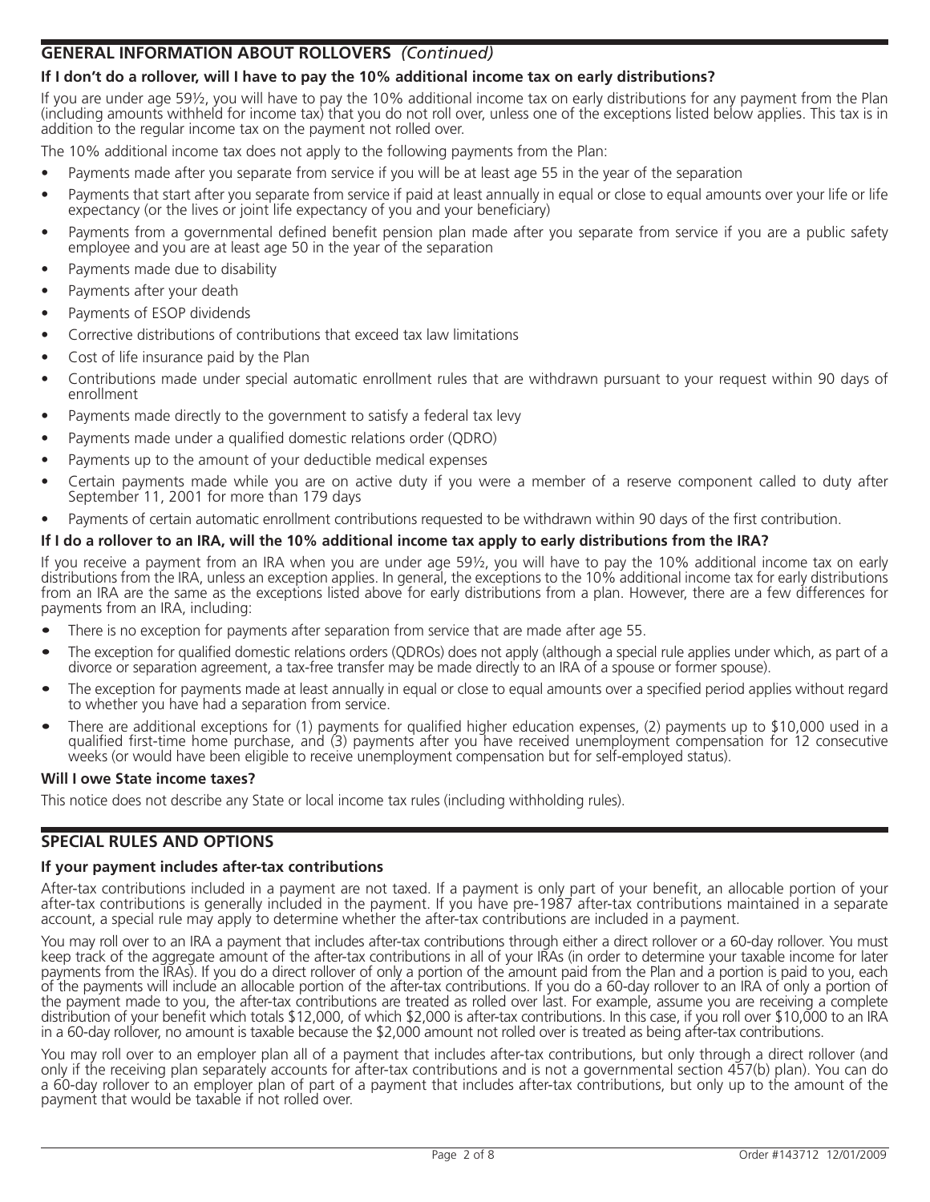## GENERAL INFORMATION ABOUT ROLLOVERS *(Continued)*

### If I don't do a rollover, will I have to pay the 10% additional income tax on early distributions?

If you are under age 59½, you will have to pay the 10% additional income tax on early distributions for any payment from the Plan (including amounts withheld for income tax) that you do not roll over, unless one of the exceptions listed below applies. This tax is in addition to the regular income tax on the payment not rolled over.

The 10% additional income tax does not apply to the following payments from the Plan:

- Payments made after you separate from service if you will be at least age 55 in the year of the separation
- Payments that start after you separate from service if paid at least annually in equal or close to equal amounts over your life or life expectancy (or the lives or joint life expectancy of you and your beneficiary)
- Payments from a governmental defined benefit pension plan made after you separate from service if you are a public safety employee and you are at least age 50 in the year of the separation
- Payments made due to disability
- Payments after your death
- Payments of ESOP dividends
- Corrective distributions of contributions that exceed tax law limitations
- Cost of life insurance paid by the Plan
- Contributions made under special automatic enrollment rules that are withdrawn pursuant to your request within 90 days of enrollment
- Payments made directly to the government to satisfy a federal tax levy
- Payments made under a qualified domestic relations order (QDRO)
- Payments up to the amount of your deductible medical expenses
- Certain payments made while you are on active duty if you were a member of a reserve component called to duty after September 11, 2001 for more than 179 days
- Payments of certain automatic enrollment contributions requested to be withdrawn within 90 days of the first contribution.

### If I do a rollover to an IRA, will the 10% additional income tax apply to early distributions from the IRA?

If you receive a payment from an IRA when you are under age 59½, you will have to pay the 10% additional income tax on early distributions from the IRA, unless an exception applies. In general, the exceptions to the 10% additional income tax for early distributions from an IRA are the same as the exceptions listed above for early distributions from a plan. However, there are a few differences for payments from an IRA, including:

- There is no exception for payments after separation from service that are made after age 55.
- The exception for qualified domestic relations orders (QDROs) does not apply (although a special rule applies under which, as part of a divorce or separation agreement, a tax-free transfer may be made directly to an IRA of a spouse or former spouse).
- The exception for payments made at least annually in equal or close to equal amounts over a specified period applies without regard to whether you have had a separation from service.
- There are additional exceptions for (1) payments for qualified higher education expenses, (2) payments up to $10,000 used in a qualified first-time home purchase, and (3) payments after you have received unemployment compensation for 12 consecutive weeks (or would have been eligible to receive unemployment compensation but for self-employed status).

### Will I owe State income taxes?

This notice does not describe any State or local income tax rules (including withholding rules).

## SPECIAL RULES AND OPTIONS

### If your payment includes after-tax contributions

After-tax contributions included in a payment are not taxed. If a payment is only part of your benefit, an allocable portion of your after-tax contributions is generally included in the payment. If you have pre-1987 after-tax contributions maintained in a separate account, a special rule may apply to determine whether the after-tax contributions are included in a payment.

You may roll over to an IRA a payment that includes after-tax contributions through either a direct rollover or a 60-day rollover. You must keep track of the aggregate amount of the after-tax contributions in all of your IRAs (in order to determine your taxable income for later payments from the IRAs). If you do a direct rollover of only a portion of the amount paid from the Plan and a portion is paid to you, each of the payments will include an allocable portion of the after-tax contributions. If you do a 60-day rollover to an IRA of only a portion of the payment made to you, the after-tax contributions are treated as rolled over last. For example, assume you are receiving a complete distribution of your benefit which totals $12,000, of which $2,000 is after-tax contributions. In this case, if you roll over $10,000 to an IRA in a 60-day rollover, no amount is taxable because the $2,000 amount not rolled over is treated as being after-tax contributions.

You may roll over to an employer plan all of a payment that includes after-tax contributions, but only through a direct rollover (and only if the receiving plan separately accounts for after-tax contributions and is not a governmental section 457(b) plan). You can do a 60-day rollover to an employer plan of part of a payment that includes after-tax contributions, but only up to the amount of the payment that would be taxable if not rolled over.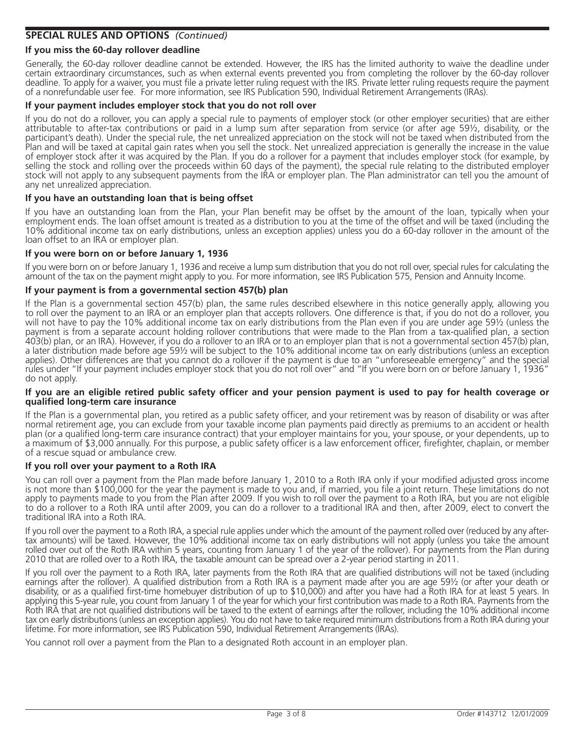## SPECIAL RULES AND OPTIONS *(Continued)*

### If you miss the 60-day rollover deadline

Generally, the 60-day rollover deadline cannot be extended. However, the IRS has the limited authority to waive the deadline under certain extraordinary circumstances, such as when external events prevented you from completing the rollover by the 60-day rollover deadline. To apply for a waiver, you must file a private letter ruling request with the IRS. Private letter ruling requests require the payment of a nonrefundable user fee. For more information, see IRS Publication 590, Individual Retirement Arrangements (IRAs).

### If your payment includes employer stock that you do not roll over

If you do not do a rollover, you can apply a special rule to payments of employer stock (or other employer securities) that are either attributable to after-tax contributions or paid in a lump sum after separation from service (or after age 59½, disability, or the participant's death). Under the special rule, the net unrealized appreciation on the stock will not be taxed when distributed from the Plan and will be taxed at capital gain rates when you sell the stock. Net unrealized appreciation is generally the increase in the value of employer stock after it was acquired by the Plan. If you do a rollover for a payment that includes employer stock (for example, by selling the stock and rolling over the proceeds within 60 days of the payment), the special rule relating to the distributed employer stock will not apply to any subsequent payments from the IRA or employer plan. The Plan administrator can tell you the amount of any net unrealized appreciation.

### If you have an outstanding loan that is being offset

If you have an outstanding loan from the Plan, your Plan benefit may be offset by the amount of the loan, typically when your employment ends. The loan offset amount is treated as a distribution to you at the time of the offset and will be taxed (including the 10% additional income tax on early distributions, unless an exception applies) unless you do a 60-day rollover in the amount of the loan offset to an IRA or employer plan.

### If you were born on or before January 1, 1936

If you were born on or before January 1, 1936 and receive a lump sum distribution that you do not roll over, special rules for calculating the amount of the tax on the payment might apply to you. For more information, see IRS Publication 575, Pension and Annuity Income.

### If your payment is from a governmental section 457(b) plan

If the Plan is a governmental section 457(b) plan, the same rules described elsewhere in this notice generally apply, allowing you to roll over the payment to an IRA or an employer plan that accepts rollovers. One difference is that, if you do not do a rollover, you will not have to pay the 10% additional income tax on early distributions from the Plan even if you are under age 59½ (unless the payment is from a separate account holding rollover contributions that were made to the Plan from a tax-qualified plan, a section 403(b) plan, or an IRA). However, if you do a rollover to an IRA or to an employer plan that is not a governmental section 457(b) plan, a later distribution made before age 59½ will be subject to the 10% additional income tax on early distributions (unless an exception applies). Other differences are that you cannot do a rollover if the payment is due to an "unforeseeable emergency" and the special rules under "If your payment includes employer stock that you do not roll over" and "If you were born on or before January 1, 1936" do not apply.

### If you are an eligible retired public safety officer and your pension payment is used to pay for health coverage or qualified long-term care insurance

If the Plan is a governmental plan, you retired as a public safety officer, and your retirement was by reason of disability or was after normal retirement age, you can exclude from your taxable income plan payments paid directly as premiums to an accident or health plan (or a qualified long-term care insurance contract) that your employer maintains for you, your spouse, or your dependents, up to a maximum of $3,000 annually. For this purpose, a public safety officer is a law enforcement officer, firefighter, chaplain, or member of a rescue squad or ambulance crew.

### If you roll over your payment to a Roth IRA

You can roll over a payment from the Plan made before January 1, 2010 to a Roth IRA only if your modified adjusted gross income is not more than $100,000 for the year the payment is made to you and, if married, you file a joint return. These limitations do not apply to payments made to you from the Plan after 2009. If you wish to roll over the payment to a Roth IRA, but you are not eligible to do a rollover to a Roth IRA until after 2009, you can do a rollover to a traditional IRA and then, after 2009, elect to convert the traditional IRA into a Roth IRA.

If you roll over the payment to a Roth IRA, a special rule applies under which the amount of the payment rolled over (reduced by any after-tax amounts) will be taxed. However, the 10% additional income tax on early distributions will not apply (unless you take the amount rolled over out of the Roth IRA within 5 years, counting from January 1 of the year of the rollover). For payments from the Plan during 2010 that are rolled over to a Roth IRA, the taxable amount can be spread over a 2-year period starting in 2011.

If you roll over the payment to a Roth IRA, later payments from the Roth IRA that are qualified distributions will not be taxed (including earnings after the rollover). A qualified distribution from a Roth IRA is a payment made after you are age 59½ (or after your death or disability, or as a qualified first-time homebuyer distribution of up to $10,000) and after you have had a Roth IRA for at least 5 years. In applying this 5-year rule, you count from January 1 of the year for which your first contribution was made to a Roth IRA. Payments from the Roth IRA that are not qualified distributions will be taxed to the extent of earnings after the rollover, including the 10% additional income tax on early distributions (unless an exception applies). You do not have to take required minimum distributions from a Roth IRA during your lifetime. For more information, see IRS Publication 590, Individual Retirement Arrangements (IRAs).

You cannot roll over a payment from the Plan to a designated Roth account in an employer plan.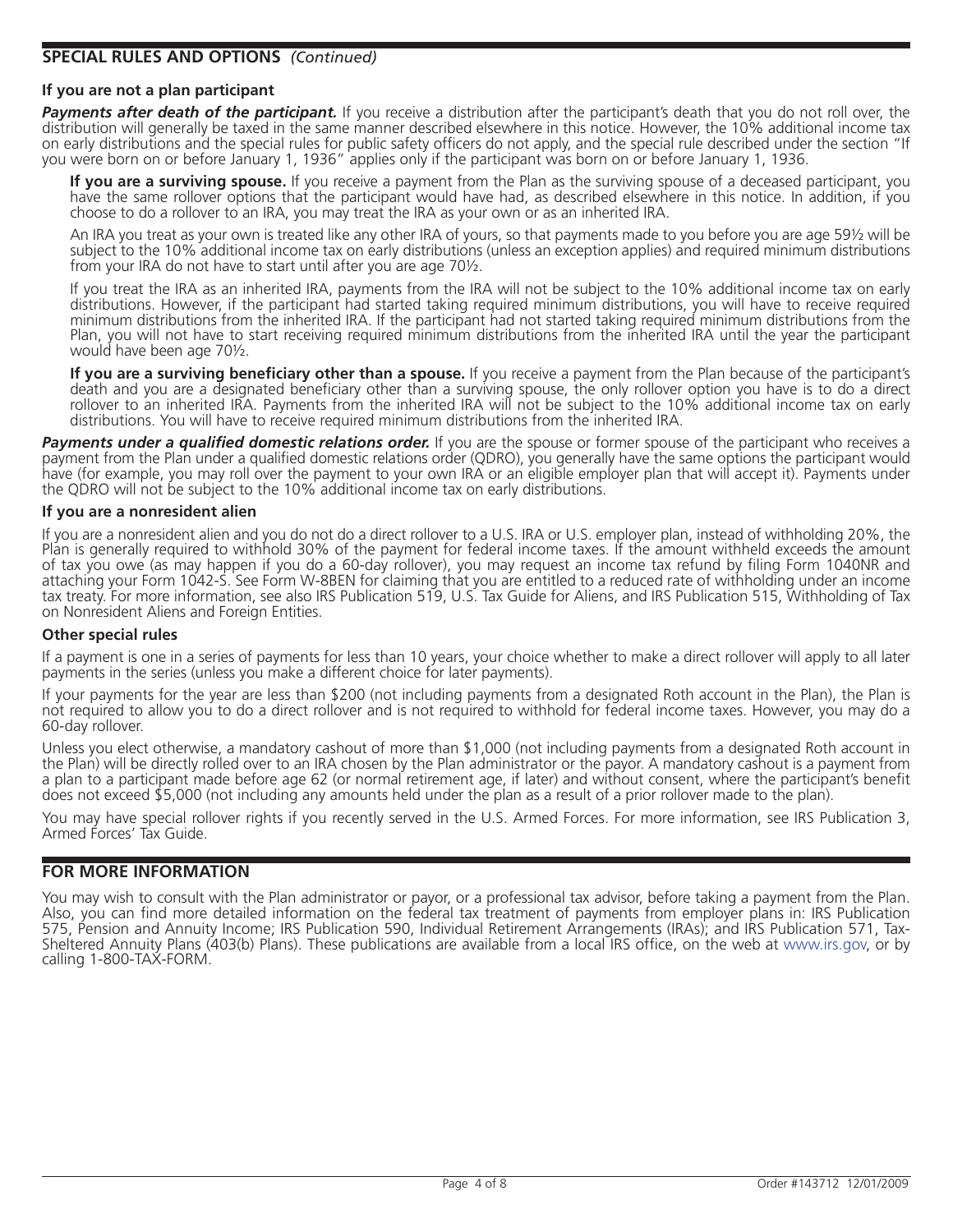## SPECIAL RULES AND OPTIONS *(Continued)*

### If you are not a plan participant

***Payments after death of the participant.*** If you receive a distribution after the participant's death that you do not roll over, the distribution will generally be taxed in the same manner described elsewhere in this notice. However, the 10% additional income tax on early distributions and the special rules for public safety officers do not apply, and the special rule described under the section "If you were born on or before January 1, 1936" applies only if the participant was born on or before January 1, 1936.

**If you are a surviving spouse.** If you receive a payment from the Plan as the surviving spouse of a deceased participant, you have the same rollover options that the participant would have had, as described elsewhere in this notice. In addition, if you choose to do a rollover to an IRA, you may treat the IRA as your own or as an inherited IRA.

An IRA you treat as your own is treated like any other IRA of yours, so that payments made to you before you are age 59½ will be subject to the 10% additional income tax on early distributions (unless an exception applies) and required minimum distributions from your IRA do not have to start until after you are age 70½.

If you treat the IRA as an inherited IRA, payments from the IRA will not be subject to the 10% additional income tax on early distributions. However, if the participant had started taking required minimum distributions, you will have to receive required minimum distributions from the inherited IRA. If the participant had not started taking required minimum distributions from the Plan, you will not have to start receiving required minimum distributions from the inherited IRA until the year the participant would have been age 70½.

**If you are a surviving beneficiary other than a spouse.** If you receive a payment from the Plan because of the participant's death and you are a designated beneficiary other than a surviving spouse, the only rollover option you have is to do a direct rollover to an inherited IRA. Payments from the inherited IRA will not be subject to the 10% additional income tax on early distributions. You will have to receive required minimum distributions from the inherited IRA.

***Payments under a qualified domestic relations order.*** If you are the spouse or former spouse of the participant who receives a payment from the Plan under a qualified domestic relations order (QDRO), you generally have the same options the participant would have (for example, you may roll over the payment to your own IRA or an eligible employer plan that will accept it). Payments under the QDRO will not be subject to the 10% additional income tax on early distributions.

### If you are a nonresident alien

If you are a nonresident alien and you do not do a direct rollover to a U.S. IRA or U.S. employer plan, instead of withholding 20%, the Plan is generally required to withhold 30% of the payment for federal income taxes. If the amount withheld exceeds the amount of tax you owe (as may happen if you do a 60-day rollover), you may request an income tax refund by filing Form 1040NR and attaching your Form 1042-S. See Form W-8BEN for claiming that you are entitled to a reduced rate of withholding under an income tax treaty. For more information, see also IRS Publication 519, U.S. Tax Guide for Aliens, and IRS Publication 515, Withholding of Tax on Nonresident Aliens and Foreign Entities.

### Other special rules

If a payment is one in a series of payments for less than 10 years, your choice whether to make a direct rollover will apply to all later payments in the series (unless you make a different choice for later payments).

If your payments for the year are less than $200 (not including payments from a designated Roth account in the Plan), the Plan is not required to allow you to do a direct rollover and is not required to withhold for federal income taxes. However, you may do a 60-day rollover.

Unless you elect otherwise, a mandatory cashout of more than $1,000 (not including payments from a designated Roth account in the Plan) will be directly rolled over to an IRA chosen by the Plan administrator or the payor. A mandatory cashout is a payment from a plan to a participant made before age 62 (or normal retirement age, if later) and without consent, where the participant's benefit does not exceed $5,000 (not including any amounts held under the plan as a result of a prior rollover made to the plan).

You may have special rollover rights if you recently served in the U.S. Armed Forces. For more information, see IRS Publication 3, Armed Forces' Tax Guide.

## FOR MORE INFORMATION

You may wish to consult with the Plan administrator or payor, or a professional tax advisor, before taking a payment from the Plan. Also, you can find more detailed information on the federal tax treatment of payments from employer plans in: IRS Publication 575, Pension and Annuity Income; IRS Publication 590, Individual Retirement Arrangements (IRAs); and IRS Publication 571, Tax-Sheltered Annuity Plans (403(b) Plans). These publications are available from a local IRS office, on the web at www.irs.gov, or by calling 1-800-TAX-FORM.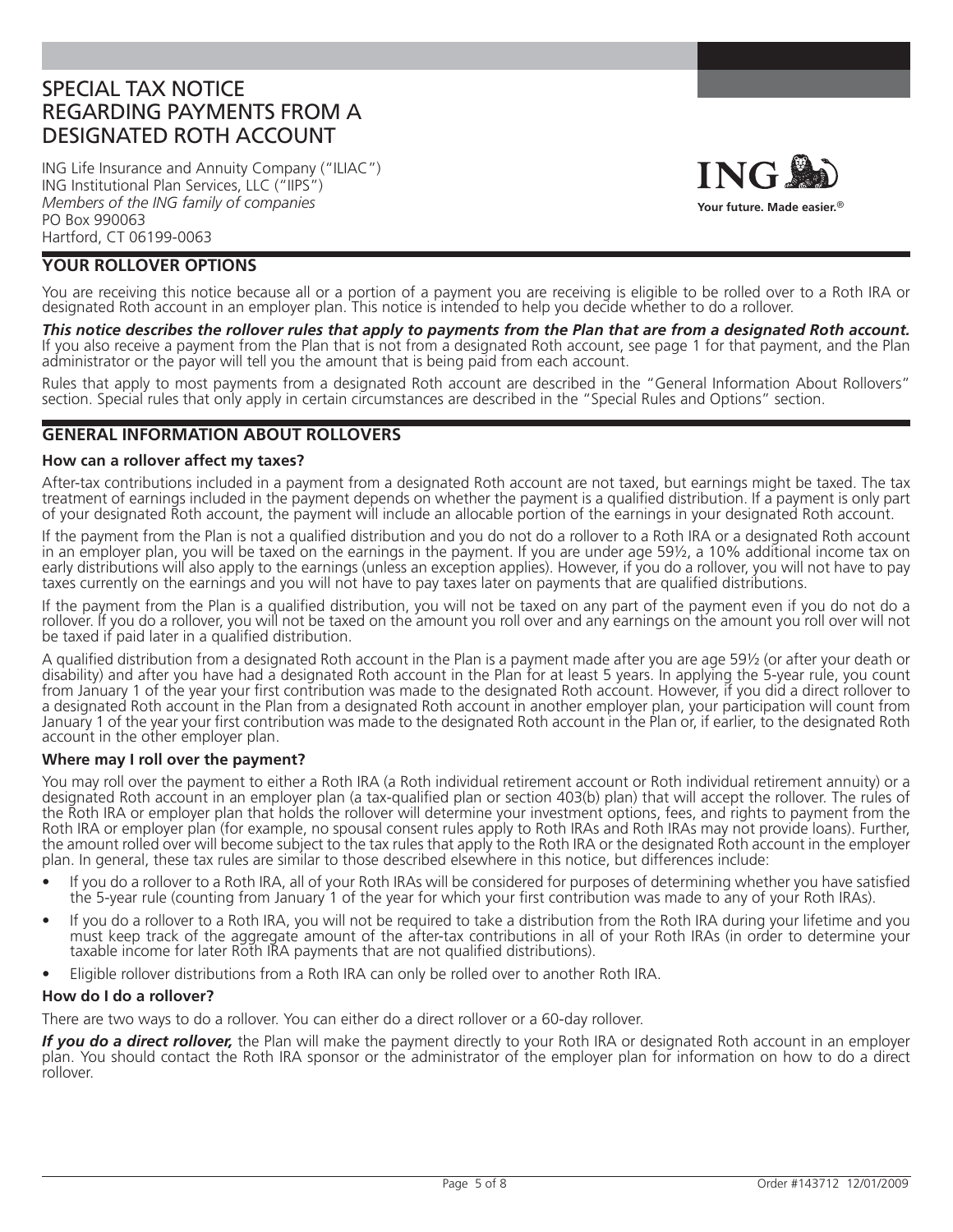# SPECIAL TAX NOTICE REGARDING PAYMENTS FROM A DESIGNATED ROTH ACCOUNT

ING Life Insurance and Annuity Company ("ILIAC")
ING Institutional Plan Services, LLC ("IIPS")
*Members of the ING family of companies*
PO Box 990063
Hartford, CT 06199-0063

ING
**Your future. Made easier.®**

## YOUR ROLLOVER OPTIONS

You are receiving this notice because all or a portion of a payment you are receiving is eligible to be rolled over to a Roth IRA or designated Roth account in an employer plan. This notice is intended to help you decide whether to do a rollover.

***This notice describes the rollover rules that apply to payments from the Plan that are from a designated Roth account.*** If you also receive a payment from the Plan that is not from a designated Roth account, see page 1 for that payment, and the Plan administrator or the payor will tell you the amount that is being paid from each account.

Rules that apply to most payments from a designated Roth account are described in the "General Information About Rollovers" section. Special rules that only apply in certain circumstances are described in the "Special Rules and Options" section.

## GENERAL INFORMATION ABOUT ROLLOVERS

### How can a rollover affect my taxes?

After-tax contributions included in a payment from a designated Roth account are not taxed, but earnings might be taxed. The tax treatment of earnings included in the payment depends on whether the payment is a qualified distribution. If a payment is only part of your designated Roth account, the payment will include an allocable portion of the earnings in your designated Roth account.

If the payment from the Plan is not a qualified distribution and you do not do a rollover to a Roth IRA or a designated Roth account in an employer plan, you will be taxed on the earnings in the payment. If you are under age 59½, a 10% additional income tax on early distributions will also apply to the earnings (unless an exception applies). However, if you do a rollover, you will not have to pay taxes currently on the earnings and you will not have to pay taxes later on payments that are qualified distributions.

If the payment from the Plan is a qualified distribution, you will not be taxed on any part of the payment even if you do not do a rollover. If you do a rollover, you will not be taxed on the amount you roll over and any earnings on the amount you roll over will not be taxed if paid later in a qualified distribution.

A qualified distribution from a designated Roth account in the Plan is a payment made after you are age 59½ (or after your death or disability) and after you have had a designated Roth account in the Plan for at least 5 years. In applying the 5-year rule, you count from January 1 of the year your first contribution was made to the designated Roth account. However, if you did a direct rollover to a designated Roth account in the Plan from a designated Roth account in another employer plan, your participation will count from January 1 of the year your first contribution was made to the designated Roth account in the Plan or, if earlier, to the designated Roth account in the other employer plan.

### Where may I roll over the payment?

You may roll over the payment to either a Roth IRA (a Roth individual retirement account or Roth individual retirement annuity) or a designated Roth account in an employer plan (a tax-qualified plan or section 403(b) plan) that will accept the rollover. The rules of the Roth IRA or employer plan that holds the rollover will determine your investment options, fees, and rights to payment from the Roth IRA or employer plan (for example, no spousal consent rules apply to Roth IRAs and Roth IRAs may not provide loans). Further, the amount rolled over will become subject to the tax rules that apply to the Roth IRA or the designated Roth account in the employer plan. In general, these tax rules are similar to those described elsewhere in this notice, but differences include:

- If you do a rollover to a Roth IRA, all of your Roth IRAs will be considered for purposes of determining whether you have satisfied the 5-year rule (counting from January 1 of the year for which your first contribution was made to any of your Roth IRAs).
- If you do a rollover to a Roth IRA, you will not be required to take a distribution from the Roth IRA during your lifetime and you must keep track of the aggregate amount of the after-tax contributions in all of your Roth IRAs (in order to determine your taxable income for later Roth IRA payments that are not qualified distributions).
- Eligible rollover distributions from a Roth IRA can only be rolled over to another Roth IRA.

### How do I do a rollover?

There are two ways to do a rollover. You can either do a direct rollover or a 60-day rollover.

***If you do a direct rollover,*** the Plan will make the payment directly to your Roth IRA or designated Roth account in an employer plan. You should contact the Roth IRA sponsor or the administrator of the employer plan for information on how to do a direct rollover.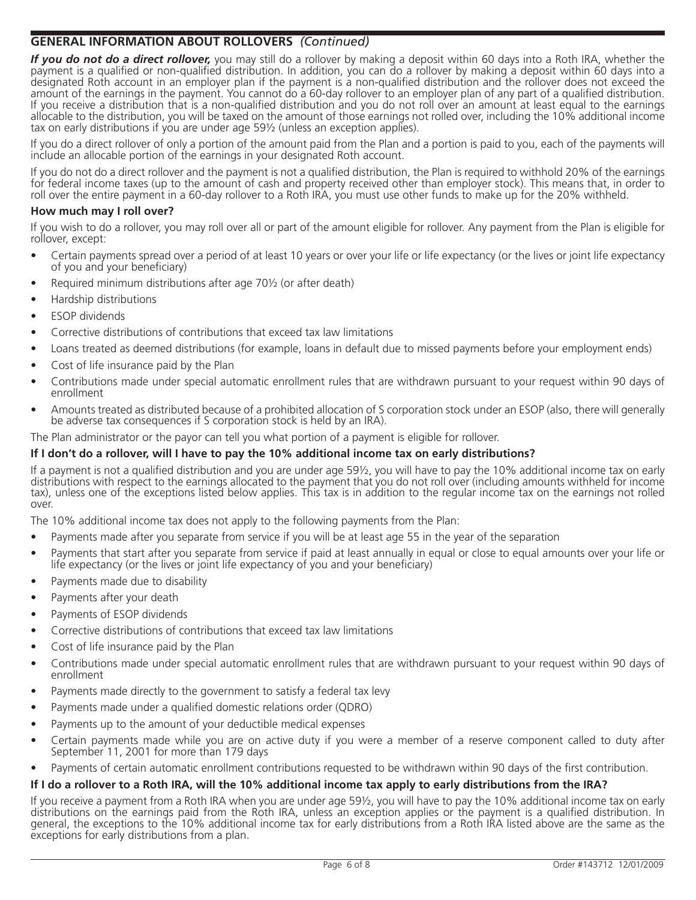## GENERAL INFORMATION ABOUT ROLLOVERS *(Continued)*

***If you do not do a direct rollover,*** you may still do a rollover by making a deposit within 60 days into a Roth IRA, whether the payment is a qualified or non-qualified distribution. In addition, you can do a rollover by making a deposit within 60 days into a designated Roth account in an employer plan if the payment is a non-qualified distribution and the rollover does not exceed the amount of the earnings in the payment. You cannot do a 60-day rollover to an employer plan of any part of a qualified distribution. If you receive a distribution that is a non-qualified distribution and you do not roll over an amount at least equal to the earnings allocable to the distribution, you will be taxed on the amount of those earnings not rolled over, including the 10% additional income tax on early distributions if you are under age 59½ (unless an exception applies).

If you do a direct rollover of only a portion of the amount paid from the Plan and a portion is paid to you, each of the payments will include an allocable portion of the earnings in your designated Roth account.

If you do not do a direct rollover and the payment is not a qualified distribution, the Plan is required to withhold 20% of the earnings for federal income taxes (up to the amount of cash and property received other than employer stock). This means that, in order to roll over the entire payment in a 60-day rollover to a Roth IRA, you must use other funds to make up for the 20% withheld.

### How much may I roll over?

If you wish to do a rollover, you may roll over all or part of the amount eligible for rollover. Any payment from the Plan is eligible for rollover, except:

- Certain payments spread over a period of at least 10 years or over your life or life expectancy (or the lives or joint life expectancy of you and your beneficiary)
- Required minimum distributions after age 70½ (or after death)
- Hardship distributions
- ESOP dividends
- Corrective distributions of contributions that exceed tax law limitations
- Loans treated as deemed distributions (for example, loans in default due to missed payments before your employment ends)
- Cost of life insurance paid by the Plan
- Contributions made under special automatic enrollment rules that are withdrawn pursuant to your request within 90 days of enrollment
- Amounts treated as distributed because of a prohibited allocation of S corporation stock under an ESOP (also, there will generally be adverse tax consequences if S corporation stock is held by an IRA).

The Plan administrator or the payor can tell you what portion of a payment is eligible for rollover.

### If I don't do a rollover, will I have to pay the 10% additional income tax on early distributions?

If a payment is not a qualified distribution and you are under age 59½, you will have to pay the 10% additional income tax on early distributions with respect to the earnings allocated to the payment that you do not roll over (including amounts withheld for income tax), unless one of the exceptions listed below applies. This tax is in addition to the regular income tax on the earnings not rolled over.

The 10% additional income tax does not apply to the following payments from the Plan:

- Payments made after you separate from service if you will be at least age 55 in the year of the separation
- Payments that start after you separate from service if paid at least annually in equal or close to equal amounts over your life or life expectancy (or the lives or joint life expectancy of you and your beneficiary)
- Payments made due to disability
- Payments after your death
- Payments of ESOP dividends
- Corrective distributions of contributions that exceed tax law limitations
- Cost of life insurance paid by the Plan
- Contributions made under special automatic enrollment rules that are withdrawn pursuant to your request within 90 days of enrollment
- Payments made directly to the government to satisfy a federal tax levy
- Payments made under a qualified domestic relations order (QDRO)
- Payments up to the amount of your deductible medical expenses
- Certain payments made while you are on active duty if you were a member of a reserve component called to duty after September 11, 2001 for more than 179 days
- Payments of certain automatic enrollment contributions requested to be withdrawn within 90 days of the first contribution.

### If I do a rollover to a Roth IRA, will the 10% additional income tax apply to early distributions from the IRA?

If you receive a payment from a Roth IRA when you are under age 59½, you will have to pay the 10% additional income tax on early distributions on the earnings paid from the Roth IRA, unless an exception applies or the payment is a qualified distribution. In general, the exceptions to the 10% additional income tax for early distributions from a Roth IRA listed above are the same as the exceptions for early distributions from a plan.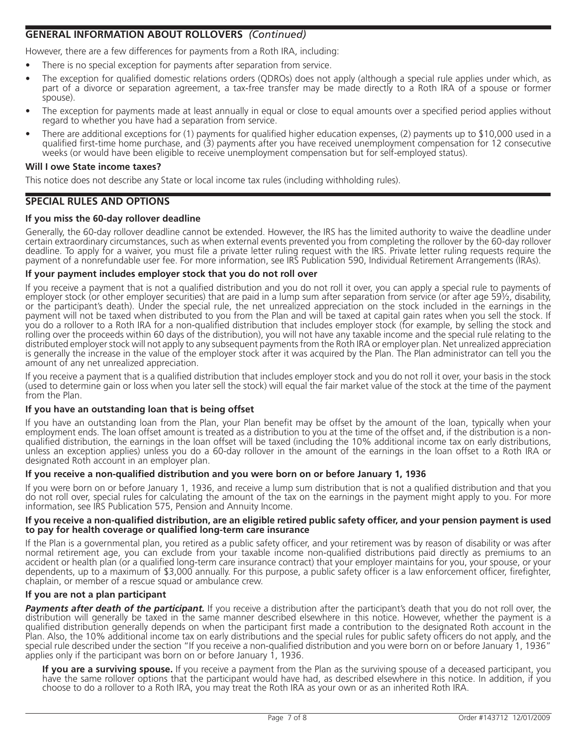## GENERAL INFORMATION ABOUT ROLLOVERS *(Continued)*

However, there are a few differences for payments from a Roth IRA, including:

- There is no special exception for payments after separation from service.
- The exception for qualified domestic relations orders (QDROs) does not apply (although a special rule applies under which, as part of a divorce or separation agreement, a tax-free transfer may be made directly to a Roth IRA of a spouse or former spouse).
- The exception for payments made at least annually in equal or close to equal amounts over a specified period applies without regard to whether you have had a separation from service.
- There are additional exceptions for (1) payments for qualified higher education expenses, (2) payments up to $10,000 used in a qualified first-time home purchase, and (3) payments after you have received unemployment compensation for 12 consecutive weeks (or would have been eligible to receive unemployment compensation but for self-employed status).

### Will I owe State income taxes?

This notice does not describe any State or local income tax rules (including withholding rules).

## SPECIAL RULES AND OPTIONS

### If you miss the 60-day rollover deadline

Generally, the 60-day rollover deadline cannot be extended. However, the IRS has the limited authority to waive the deadline under certain extraordinary circumstances, such as when external events prevented you from completing the rollover by the 60-day rollover deadline. To apply for a waiver, you must file a private letter ruling request with the IRS. Private letter ruling requests require the payment of a nonrefundable user fee. For more information, see IRS Publication 590, Individual Retirement Arrangements (IRAs).

### If your payment includes employer stock that you do not roll over

If you receive a payment that is not a qualified distribution and you do not roll it over, you can apply a special rule to payments of employer stock (or other employer securities) that are paid in a lump sum after separation from service (or after age 59½, disability, or the participant's death). Under the special rule, the net unrealized appreciation on the stock included in the earnings in the payment will not be taxed when distributed to you from the Plan and will be taxed at capital gain rates when you sell the stock. If you do a rollover to a Roth IRA for a non-qualified distribution that includes employer stock (for example, by selling the stock and rolling over the proceeds within 60 days of the distribution), you will not have any taxable income and the special rule relating to the distributed employer stock will not apply to any subsequent payments from the Roth IRA or employer plan. Net unrealized appreciation is generally the increase in the value of the employer stock after it was acquired by the Plan. The Plan administrator can tell you the amount of any net unrealized appreciation.

If you receive a payment that is a qualified distribution that includes employer stock and you do not roll it over, your basis in the stock (used to determine gain or loss when you later sell the stock) will equal the fair market value of the stock at the time of the payment from the Plan.

### If you have an outstanding loan that is being offset

If you have an outstanding loan from the Plan, your Plan benefit may be offset by the amount of the loan, typically when your employment ends. The loan offset amount is treated as a distribution to you at the time of the offset and, if the distribution is a non-qualified distribution, the earnings in the loan offset will be taxed (including the 10% additional income tax on early distributions, unless an exception applies) unless you do a 60-day rollover in the amount of the earnings in the loan offset to a Roth IRA or designated Roth account in an employer plan.

### If you receive a non-qualified distribution and you were born on or before January 1, 1936

If you were born on or before January 1, 1936, and receive a lump sum distribution that is not a qualified distribution and that you do not roll over, special rules for calculating the amount of the tax on the earnings in the payment might apply to you. For more information, see IRS Publication 575, Pension and Annuity Income.

### If you receive a non-qualified distribution, are an eligible retired public safety officer, and your pension payment is used to pay for health coverage or qualified long-term care insurance

If the Plan is a governmental plan, you retired as a public safety officer, and your retirement was by reason of disability or was after normal retirement age, you can exclude from your taxable income non-qualified distributions paid directly as premiums to an accident or health plan (or a qualified long-term care insurance contract) that your employer maintains for you, your spouse, or your dependents, up to a maximum of $3,000 annually. For this purpose, a public safety officer is a law enforcement officer, firefighter, chaplain, or member of a rescue squad or ambulance crew.

### If you are not a plan participant

***Payments after death of the participant.*** If you receive a distribution after the participant's death that you do not roll over, the distribution will generally be taxed in the same manner described elsewhere in this notice. However, whether the payment is a qualified distribution generally depends on when the participant first made a contribution to the designated Roth account in the Plan. Also, the 10% additional income tax on early distributions and the special rules for public safety officers do not apply, and the special rule described under the section "If you receive a non-qualified distribution and you were born on or before January 1, 1936" applies only if the participant was born on or before January 1, 1936.

**If you are a surviving spouse.** If you receive a payment from the Plan as the surviving spouse of a deceased participant, you have the same rollover options that the participant would have had, as described elsewhere in this notice. In addition, if you choose to do a rollover to a Roth IRA, you may treat the Roth IRA as your own or as an inherited Roth IRA.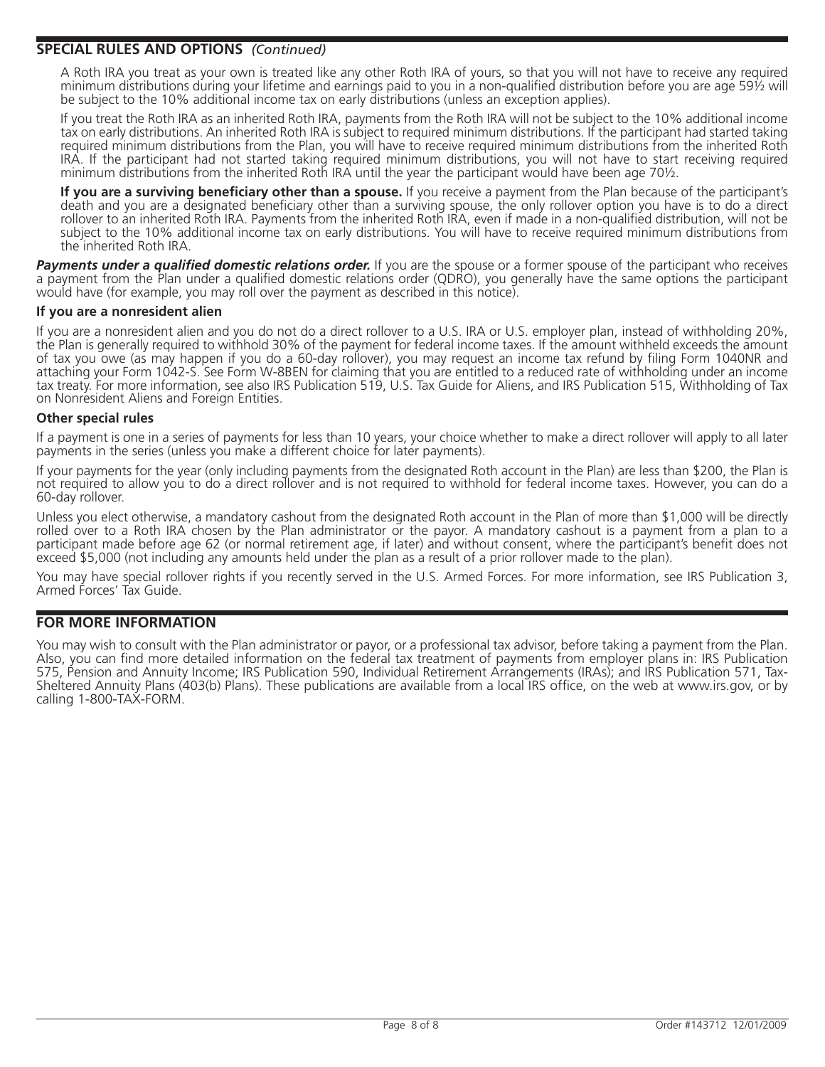## SPECIAL RULES AND OPTIONS *(Continued)*

A Roth IRA you treat as your own is treated like any other Roth IRA of yours, so that you will not have to receive any required minimum distributions during your lifetime and earnings paid to you in a non-qualified distribution before you are age 59½ will be subject to the 10% additional income tax on early distributions (unless an exception applies).

If you treat the Roth IRA as an inherited Roth IRA, payments from the Roth IRA will not be subject to the 10% additional income tax on early distributions. An inherited Roth IRA is subject to required minimum distributions. If the participant had started taking required minimum distributions from the Plan, you will have to receive required minimum distributions from the inherited Roth IRA. If the participant had not started taking required minimum distributions, you will not have to start receiving required minimum distributions from the inherited Roth IRA until the year the participant would have been age 70½.

**If you are a surviving beneficiary other than a spouse.** If you receive a payment from the Plan because of the participant's death and you are a designated beneficiary other than a surviving spouse, the only rollover option you have is to do a direct rollover to an inherited Roth IRA. Payments from the inherited Roth IRA, even if made in a non-qualified distribution, will not be subject to the 10% additional income tax on early distributions. You will have to receive required minimum distributions from the inherited Roth IRA.

***Payments under a qualified domestic relations order.*** If you are the spouse or a former spouse of the participant who receives a payment from the Plan under a qualified domestic relations order (QDRO), you generally have the same options the participant would have (for example, you may roll over the payment as described in this notice).

### If you are a nonresident alien

If you are a nonresident alien and you do not do a direct rollover to a U.S. IRA or U.S. employer plan, instead of withholding 20%, the Plan is generally required to withhold 30% of the payment for federal income taxes. If the amount withheld exceeds the amount of tax you owe (as may happen if you do a 60-day rollover), you may request an income tax refund by filing Form 1040NR and attaching your Form 1042-S. See Form W-8BEN for claiming that you are entitled to a reduced rate of withholding under an income tax treaty. For more information, see also IRS Publication 519, U.S. Tax Guide for Aliens, and IRS Publication 515, Withholding of Tax on Nonresident Aliens and Foreign Entities.

### Other special rules

If a payment is one in a series of payments for less than 10 years, your choice whether to make a direct rollover will apply to all later payments in the series (unless you make a different choice for later payments).

If your payments for the year (only including payments from the designated Roth account in the Plan) are less than $200, the Plan is not required to allow you to do a direct rollover and is not required to withhold for federal income taxes. However, you can do a 60-day rollover.

Unless you elect otherwise, a mandatory cashout from the designated Roth account in the Plan of more than $1,000 will be directly rolled over to a Roth IRA chosen by the Plan administrator or the payor. A mandatory cashout is a payment from a plan to a participant made before age 62 (or normal retirement age, if later) and without consent, where the participant's benefit does not exceed $5,000 (not including any amounts held under the plan as a result of a prior rollover made to the plan).

You may have special rollover rights if you recently served in the U.S. Armed Forces. For more information, see IRS Publication 3, Armed Forces' Tax Guide.

## FOR MORE INFORMATION

You may wish to consult with the Plan administrator or payor, or a professional tax advisor, before taking a payment from the Plan. Also, you can find more detailed information on the federal tax treatment of payments from employer plans in: IRS Publication 575, Pension and Annuity Income; IRS Publication 590, Individual Retirement Arrangements (IRAs); and IRS Publication 571, Tax-Sheltered Annuity Plans (403(b) Plans). These publications are available from a local IRS office, on the web at www.irs.gov, or by calling 1-800-TAX-FORM.

Order #143712 12/01/2009